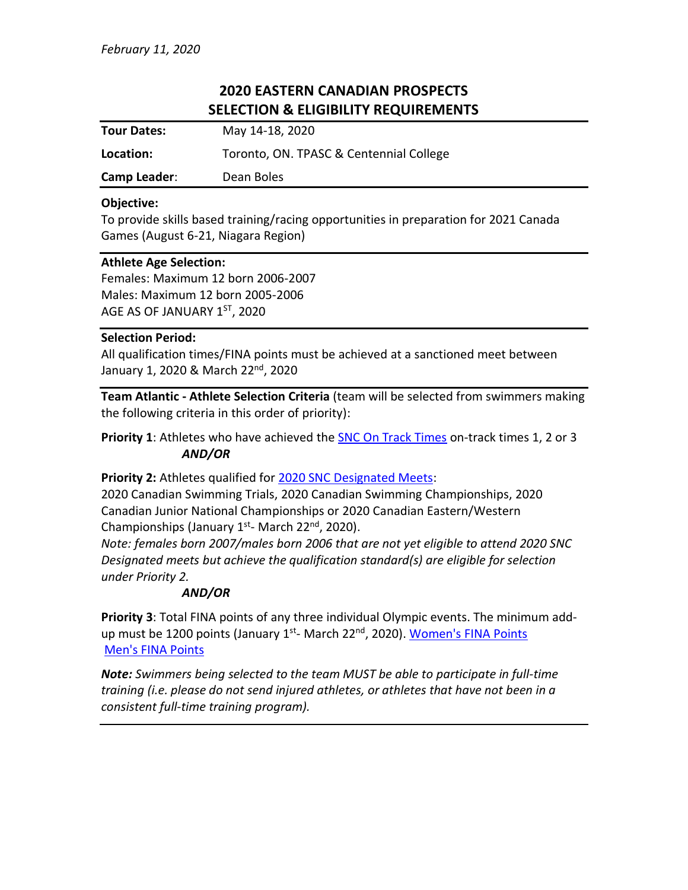*February 11, 2020*

# 2020 EASTERN CANADIAN PROSPECTS SELECTION & ELIGIBILITY REQUIREMENTS

| **Tour Dates:** | May 14-18, 2020 |
|---|---|
| **Location:** | Toronto, ON. TPASC & Centennial College |
| **Camp Leader**: | Dean Boles |

**Objective:**
To provide skills based training/racing opportunities in preparation for 2021 Canada Games (August 6-21, Niagara Region)

**Athlete Age Selection:**
Females: Maximum 12 born 2006-2007
Males: Maximum 12 born 2005-2006
AGE AS OF JANUARY 1ST, 2020

**Selection Period:**
All qualification times/FINA points must be achieved at a sanctioned meet between January 1, 2020 & March 22nd, 2020

**Team Atlantic - Athlete Selection Criteria** (team will be selected from swimmers making the following criteria in this order of priority):

**Priority 1**: Athletes who have achieved the SNC On Track Times on-track times 1, 2 or 3
***AND/OR***

**Priority 2:** Athletes qualified for 2020 SNC Designated Meets:
2020 Canadian Swimming Trials, 2020 Canadian Swimming Championships, 2020 Canadian Junior National Championships or 2020 Canadian Eastern/Western Championships (January 1st- March 22nd, 2020).
*Note: females born 2007/males born 2006 that are not yet eligible to attend 2020 SNC Designated meets but achieve the qualification standard(s) are eligible for selection under Priority 2.*
***AND/OR***

**Priority 3**: Total FINA points of any three individual Olympic events. The minimum add-up must be 1200 points (January 1st- March 22nd, 2020). Women's FINA Points Men's FINA Points

***Note:*** *Swimmers being selected to the team MUST be able to participate in full-time training (i.e. please do not send injured athletes, or athletes that have not been in a consistent full-time training program).*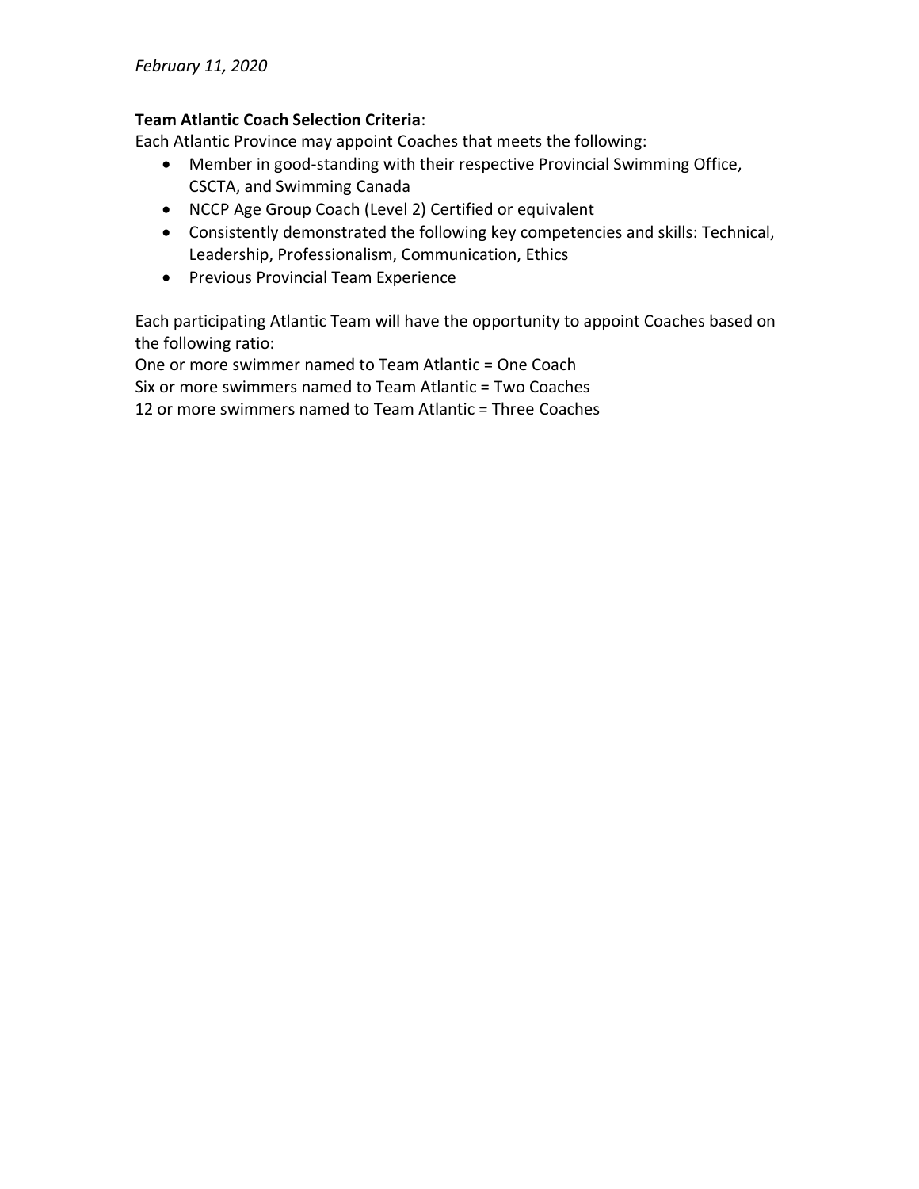*February 11, 2020*

**Team Atlantic Coach Selection Criteria**:
Each Atlantic Province may appoint Coaches that meets the following:

- Member in good-standing with their respective Provincial Swimming Office, CSCTA, and Swimming Canada
- NCCP Age Group Coach (Level 2) Certified or equivalent
- Consistently demonstrated the following key competencies and skills: Technical, Leadership, Professionalism, Communication, Ethics
- Previous Provincial Team Experience

Each participating Atlantic Team will have the opportunity to appoint Coaches based on the following ratio:
One or more swimmer named to Team Atlantic = One Coach
Six or more swimmers named to Team Atlantic = Two Coaches
12 or more swimmers named to Team Atlantic = Three Coaches